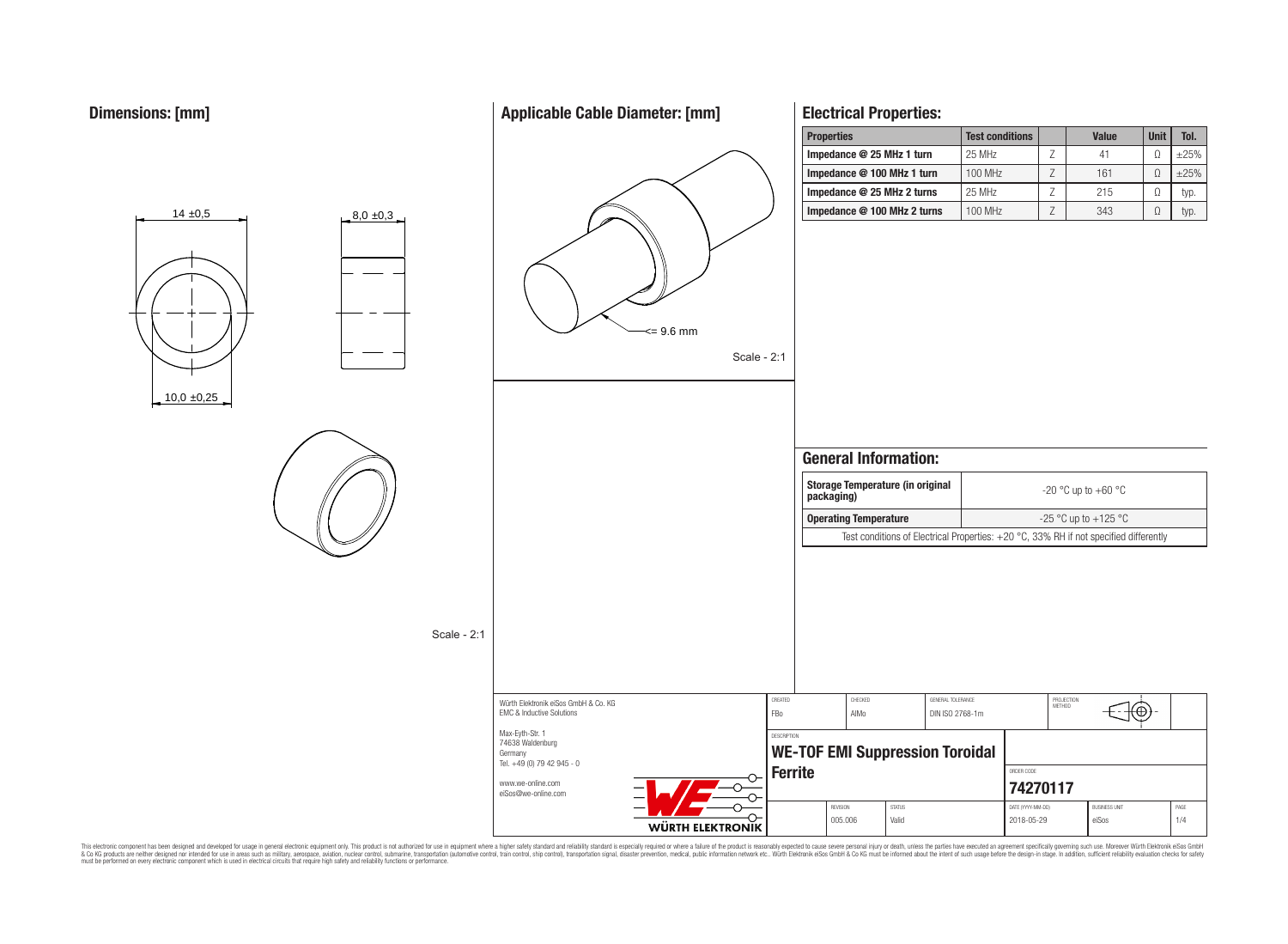## Dimensions: [mm]

14 ±0,5

8,0 ±0,3

10,0 ±0,25

Scale - 2:1

## Applicable Cable Diameter: [mm]

<= 9.6 mm

Scale - 2:1

## Electrical Properties:

| Properties | Test conditions | | Value | Unit | Tol. |
|---|---|---|---|---|---|
| Impedance @ 25 MHz 1 turn | 25 MHz | Z | 41 | Ω | ±25% |
| Impedance @ 100 MHz 1 turn | 100 MHz | Z | 161 | Ω | ±25% |
| Impedance @ 25 MHz 2 turns | 25 MHz | Z | 215 | Ω | typ. |
| Impedance @ 100 MHz 2 turns | 100 MHz | Z | 343 | Ω | typ. |

## General Information:

| | |
|---|---|
| Storage Temperature (in original packaging) | -20 °C up to +60 °C |
| Operating Temperature | -25 °C up to +125 °C |

Test conditions of Electrical Properties: +20 °C, 33% RH if not specified differently

| | | | | |
|---|---|---|---|---|
| Würth Elektronik eiSos GmbH & Co. KG<br>EMC & Inductive Solutions | CREATED<br>FBo | CHECKED<br>AIMo | GENERAL TOLERANCE<br>DIN ISO 2768-1m | PROJECTION METHOD |
| Max-Eyth-Str. 1<br>74638 Waldenburg<br>Germany<br>Tel. +49 (0) 79 42 945 - 0 | DESCRIPTION<br>WE-TOF EMI Suppression Toroidal Ferrite | | | ORDER CODE<br>74270117 |
| www.we-online.com<br>eiSos@we-online.com | REVISION<br>005.006 | STATUS<br>Valid | DATE (YYYY-MM-DD)<br>2018-05-29 | BUSINESS UNIT<br>eiSos |

WÜRTH ELEKTRONIK

This electronic component has been designed and developed for usage in general electronic equipment only. This product is not authorized for use in equipment where a higher safety standard and reliability standard is especially required or where a failure of the product is reasonably expected to cause severe personal injury or death, unless the parties have executed an agreement specifically governing such use. Moreover Würth Elektronik eiSos GmbH & Co KG products are neither designed nor intended for use in areas such as military, aerospace, aviation, nuclear control, submarine, transportation (automotive control, train control, ship control), transportation signal, disaster prevention, medical, public information network etc.. Würth Elektronik eiSos GmbH & Co KG must be informed about the intent of such usage before the design-in stage. In addition, sufficient reliability evaluation checks for safety must be performed on every electronic component which is used in electrical circuits that require high safety and reliability functions or performance.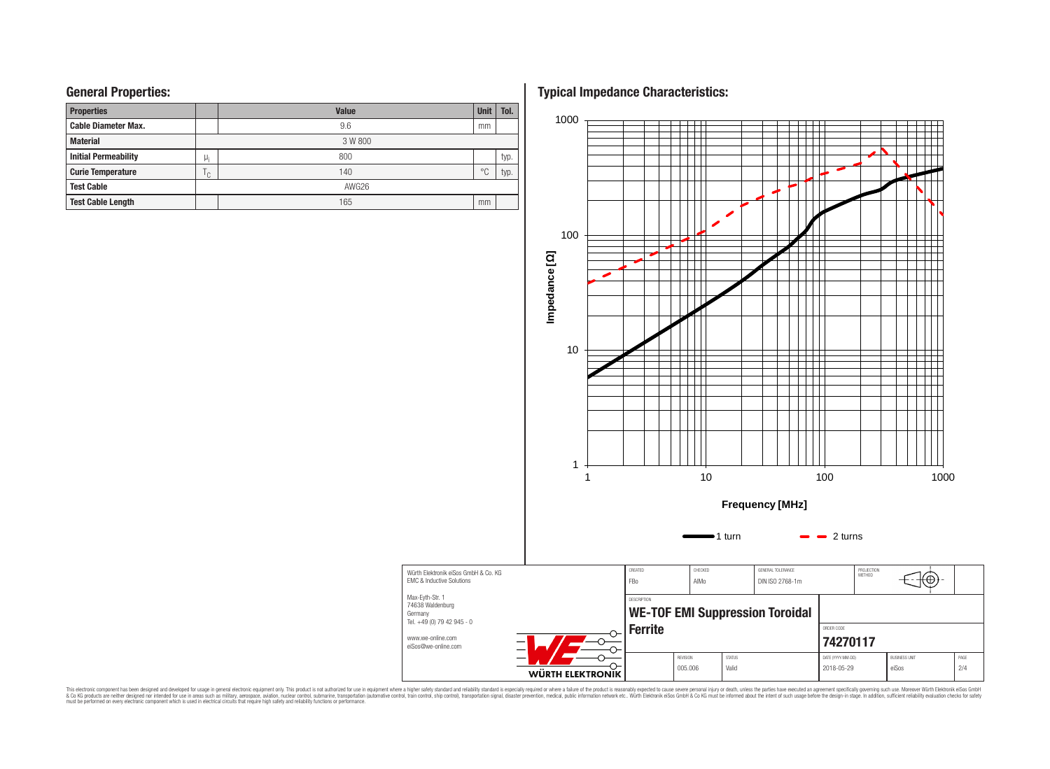## General Properties:

| Properties | | Value | Unit | Tol. |
|---|---|---|---|---|
| Cable Diameter Max. | | 9.6 | mm | |
| Material | | 3 W 800 | | |
| Initial Permeability | $\mu_i$ | 800 | | typ. |
| Curie Temperature | $T_C$ | 140 | °C | typ. |
| Test Cable | | AWG26 | | |
| Test Cable Length | | 165 | mm | |

## Typical Impedance Characteristics:

Impedance [Ω]

Frequency [MHz]

1 turn — 2 turns

| Würth Elektronik eiSos GmbH & Co. KG<br>EMC & Inductive Solutions<br>Max-Eyth-Str. 1<br>74638 Waldenburg<br>Germany<br>Tel. +49 (0) 79 42 945 - 0<br>www.we-online.com<br>eiSos@we-online.com | CREATED: FBo | CHECKED: AIMo | GENERAL TOLERANCE: DIN ISO 2768-1m | PROJECTION METHOD |
|---|---|---|---|---|
| | DESCRIPTION: **WE-TOF EMI Suppression Toroidal Ferrite** | | ORDER CODE: **74270117** | |
| | REVISION: 005.006 | STATUS: Valid | DATE (YYYY-MM-DD): 2018-05-29 | BUSINESS UNIT: eiSos; PAGE: 2/4 |

This electronic component has been designed and developed for usage in general electronic equipment only. This product is not authorized for use in equipment where a higher safety standard and reliability standard is especially required or where a failure of the product is reasonably expected to cause severe personal injury or death, unless the parties have executed an agreement specifically governing such use. Moreover Würth Elektronik eiSos GmbH & Co KG products are neither designed nor intended for use in areas such as military, aerospace, aviation, nuclear control, submarine, transportation (automotive control, train control, ship control), transportation signal, disaster prevention, medical, public information network etc.. Würth Elektronik eiSos GmbH & Co KG must be informed about the intent of such usage before the design-in stage. In addition, sufficient reliability evaluation checks for safety must be performed on every electronic component which is used in electrical circuits that require high safety and reliability functions or performance.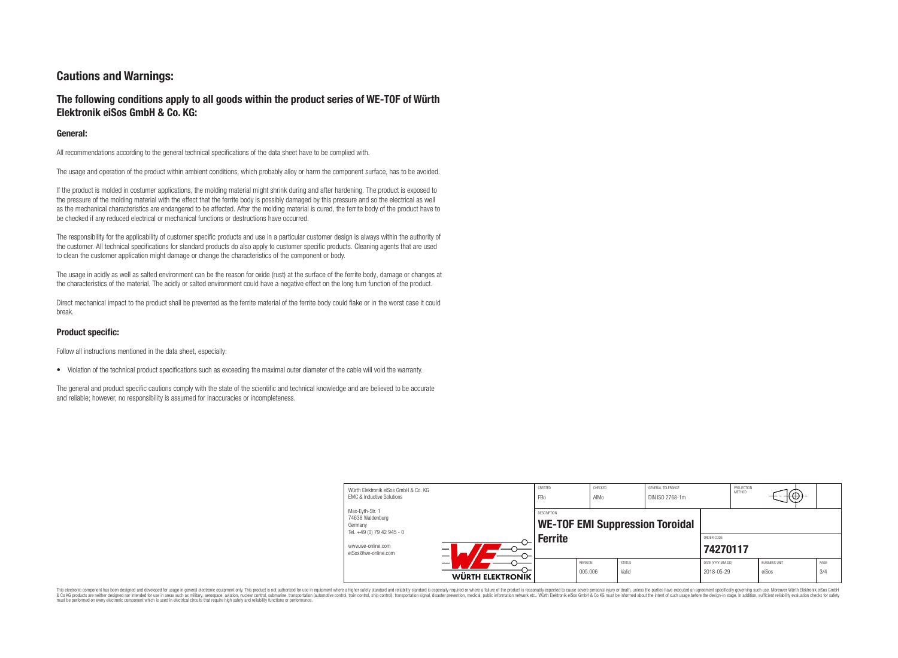# Cautions and Warnings:

## The following conditions apply to all goods within the product series of WE-TOF of Würth Elektronik eiSos GmbH & Co. KG:

### General:

All recommendations according to the general technical specifications of the data sheet have to be complied with.

The usage and operation of the product within ambient conditions, which probably alloy or harm the component surface, has to be avoided.

If the product is molded in costumer applications, the molding material might shrink during and after hardening. The product is exposed to the pressure of the molding material with the effect that the ferrite body is possibly damaged by this pressure and so the electrical as well as the mechanical characteristics are endangered to be affected. After the molding material is cured, the ferrite body of the product have to be checked if any reduced electrical or mechanical functions or destructions have occurred.

The responsibility for the applicability of customer specific products and use in a particular customer design is always within the authority of the customer. All technical specifications for standard products do also apply to customer specific products. Cleaning agents that are used to clean the customer application might damage or change the characteristics of the component or body.

The usage in acidly as well as salted environment can be the reason for oxide (rust) at the surface of the ferrite body, damage or changes at the characteristics of the material. The acidly or salted environment could have a negative effect on the long turn function of the product.

Direct mechanical impact to the product shall be prevented as the ferrite material of the ferrite body could flake or in the worst case it could break.

### Product specific:

Follow all instructions mentioned in the data sheet, especially:

- Violation of the technical product specifications such as exceeding the maximal outer diameter of the cable will void the warranty.

The general and product specific cautions comply with the state of the scientific and technical knowledge and are believed to be accurate and reliable; however, no responsibility is assumed for inaccuracies or incompleteness.

| Würth Elektronik eiSos GmbH & Co. KG EMC & Inductive Solutions | CREATED FBo | CHECKED AlMo | GENERAL TOLERANCE DIN ISO 2768-1m | PROJECTION METHOD |
|---|---|---|---|---|
| Max-Eyth-Str. 1, 74638 Waldenburg, Germany, Tel. +49 (0) 79 42 945 - 0, www.we-online.com, eiSos@we-online.com | DESCRIPTION **WE-TOF EMI Suppression Toroidal Ferrite** | | ORDER CODE **74270117** | |
| WÜRTH ELEKTRONIK | REVISION 005.006 | STATUS Valid | DATE (YYYY-MM-DD) 2018-05-29 | BUSINESS UNIT eiSos |

This electronic component has been designed and developed for usage in general electronic equipment only. This product is not authorized for use in equipment where a higher safety standard and reliability standard is especially required or where a failure of the product is reasonably expected to cause severe personal injury or death, unless the parties have executed an agreement specifically governing such use. Moreover Würth Elektronik eiSos GmbH & Co KG products are neither designed nor intended for use in areas such as military, aerospace, aviation, nuclear control, submarine, transportation (automotive control, train control, ship control), transportation signal, disaster prevention, medical, public information network etc.. Würth Elektronik eiSos GmbH & Co KG must be informed about the intent of such usage before the design-in stage. In addition, sufficient reliability evaluation checks for safety must be performed on every electronic component which is used in electrical circuits that require high safety and reliability functions or performance.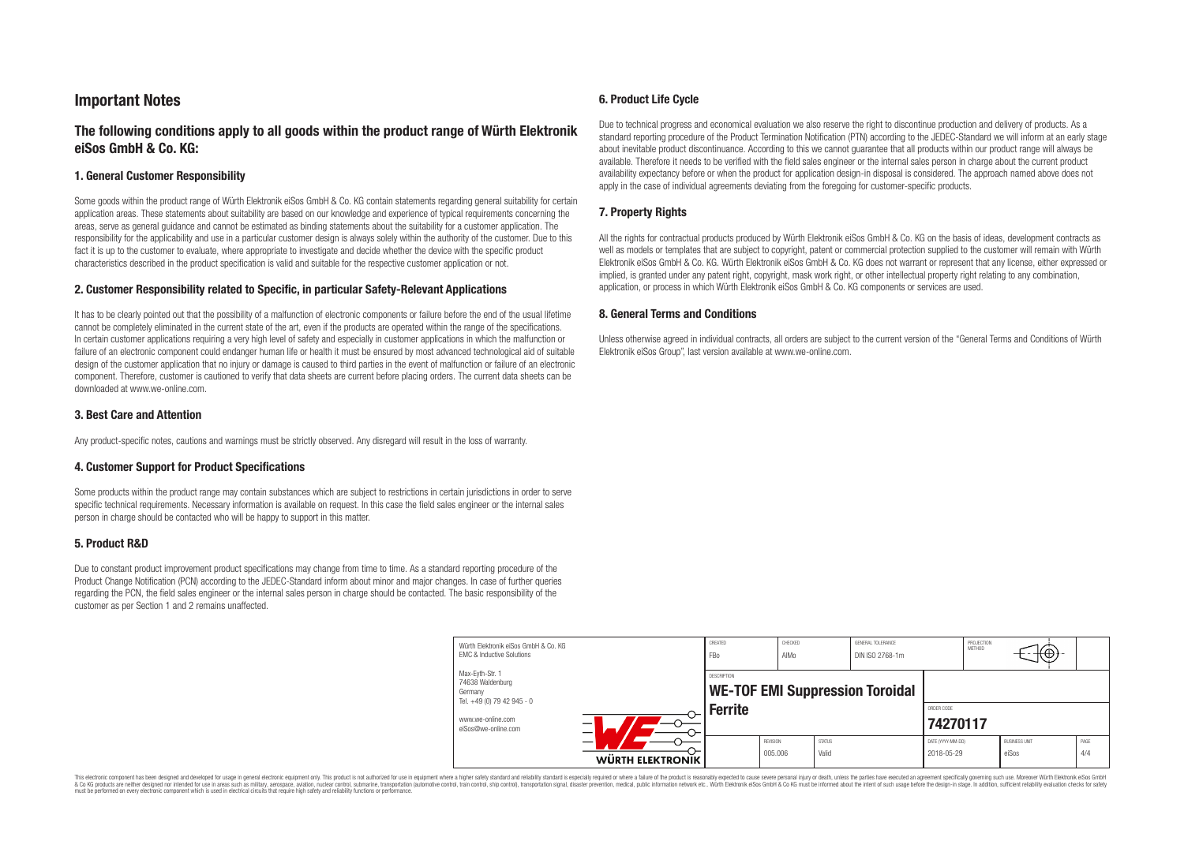# Important Notes

## The following conditions apply to all goods within the product range of Würth Elektronik eiSos GmbH & Co. KG:

### 1. General Customer Responsibility

Some goods within the product range of Würth Elektronik eiSos GmbH & Co. KG contain statements regarding general suitability for certain application areas. These statements about suitability are based on our knowledge and experience of typical requirements concerning the areas, serve as general guidance and cannot be estimated as binding statements about the suitability for a customer application. The responsibility for the applicability and use in a particular customer design is always solely within the authority of the customer. Due to this fact it is up to the customer to evaluate, where appropriate to investigate and decide whether the device with the specific product characteristics described in the product specification is valid and suitable for the respective customer application or not.

### 2. Customer Responsibility related to Specific, in particular Safety-Relevant Applications

It has to be clearly pointed out that the possibility of a malfunction of electronic components or failure before the end of the usual lifetime cannot be completely eliminated in the current state of the art, even if the products are operated within the range of the specifications. In certain customer applications requiring a very high level of safety and especially in customer applications in which the malfunction or failure of an electronic component could endanger human life or health it must be ensured by most advanced technological aid of suitable design of the customer application that no injury or damage is caused to third parties in the event of malfunction or failure of an electronic component. Therefore, customer is cautioned to verify that data sheets are current before placing orders. The current data sheets can be downloaded at www.we-online.com.

### 3. Best Care and Attention

Any product-specific notes, cautions and warnings must be strictly observed. Any disregard will result in the loss of warranty.

### 4. Customer Support for Product Specifications

Some products within the product range may contain substances which are subject to restrictions in certain jurisdictions in order to serve specific technical requirements. Necessary information is available on request. In this case the field sales engineer or the internal sales person in charge should be contacted who will be happy to support in this matter.

### 5. Product R&D

Due to constant product improvement product specifications may change from time to time. As a standard reporting procedure of the Product Change Notification (PCN) according to the JEDEC-Standard inform about minor and major changes. In case of further queries regarding the PCN, the field sales engineer or the internal sales person in charge should be contacted. The basic responsibility of the customer as per Section 1 and 2 remains unaffected.

### 6. Product Life Cycle

Due to technical progress and economical evaluation we also reserve the right to discontinue production and delivery of products. As a standard reporting procedure of the Product Termination Notification (PTN) according to the JEDEC-Standard we will inform at an early stage about inevitable product discontinuance. According to this we cannot guarantee that all products within our product range will always be available. Therefore it needs to be verified with the field sales engineer or the internal sales person in charge about the current product availability expectancy before or when the product for application design-in disposal is considered. The approach named above does not apply in the case of individual agreements deviating from the foregoing for customer-specific products.

### 7. Property Rights

All the rights for contractual products produced by Würth Elektronik eiSos GmbH & Co. KG on the basis of ideas, development contracts as well as models or templates that are subject to copyright, patent or commercial protection supplied to the customer will remain with Würth Elektronik eiSos GmbH & Co. KG. Würth Elektronik eiSos GmbH & Co. KG does not warrant or represent that any license, either expressed or implied, is granted under any patent right, copyright, mask work right, or other intellectual property right relating to any combination, application, or process in which Würth Elektronik eiSos GmbH & Co. KG components or services are used.

### 8. General Terms and Conditions

Unless otherwise agreed in individual contracts, all orders are subject to the current version of the "General Terms and Conditions of Würth Elektronik eiSos Group", last version available at www.we-online.com.

| | | | | | |
|---|---|---|---|---|---|
| Würth Elektronik eiSos GmbH & Co. KG<br>EMC & Inductive Solutions<br>Max-Eyth-Str. 1<br>74638 Waldenburg<br>Germany<br>Tel. +49 (0) 79 42 945 - 0<br>www.we-online.com<br>eiSos@we-online.com<br>WÜRTH ELEKTRONIK | CREATED<br>FBo | CHECKED<br>AlMo | GENERAL TOLERANCE<br>DIN ISO 2768-1m | PROJECTION METHOD | |
| | DESCRIPTION<br>**WE-TOF EMI Suppression Toroidal Ferrite** | | | ORDER CODE<br>**74270117** | |
| | REVISION<br>005.006 | STATUS<br>Valid | DATE (YYYY-MM-DD)<br>2018-05-29 | BUSINESS UNIT<br>eiSos | PAGE<br>4/4 |

This electronic component has been designed and developed for usage in general electronic equipment only. This product is not authorized for use in equipment where a higher safety standard and reliability standard is especially required or where a failure of the product is reasonably expected to cause severe personal injury or death, unless the parties have executed an agreement specifically governing such use. Moreover Würth Elektronik eiSos GmbH & Co KG products are neither designed nor intended for use in areas such as military, aerospace, aviation, nuclear control, submarine, transportation (automotive control, train control, ship control), transportation signal, disaster prevention, medical, public information network etc.. Würth Elektronik eiSos GmbH & Co KG must be informed about the intent of such usage before the design-in stage. In addition, sufficient reliability evaluation checks for safety must be performed on every electronic component which is used in electrical circuits that require high safety and reliability functions or performance.